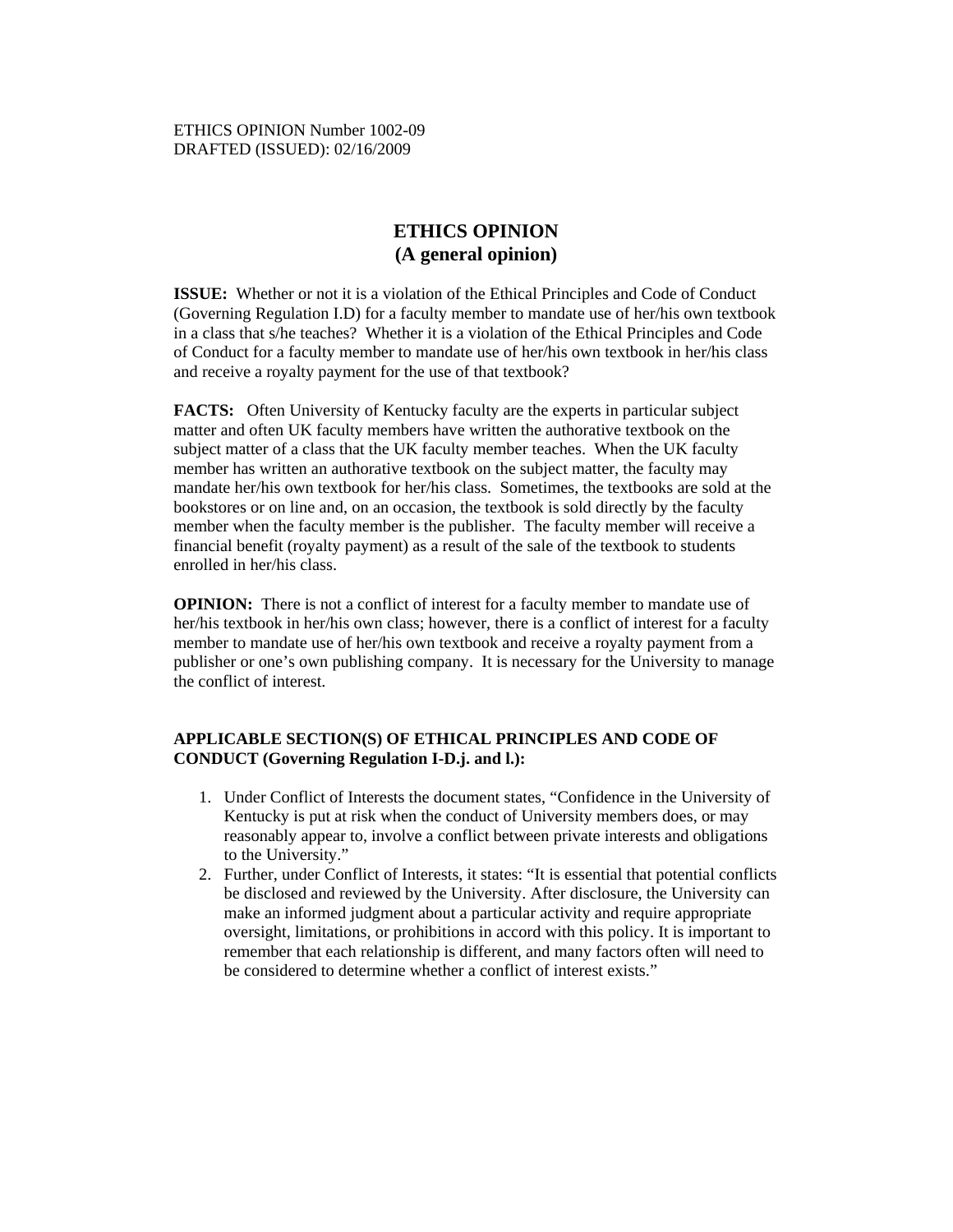ETHICS OPINION Number 1002-09
DRAFTED (ISSUED): 02/16/2009

# ETHICS OPINION
## (A general opinion)

**ISSUE:** Whether or not it is a violation of the Ethical Principles and Code of Conduct (Governing Regulation I.D) for a faculty member to mandate use of her/his own textbook in a class that s/he teaches? Whether it is a violation of the Ethical Principles and Code of Conduct for a faculty member to mandate use of her/his own textbook in her/his class and receive a royalty payment for the use of that textbook?

**FACTS:** Often University of Kentucky faculty are the experts in particular subject matter and often UK faculty members have written the authorative textbook on the subject matter of a class that the UK faculty member teaches. When the UK faculty member has written an authorative textbook on the subject matter, the faculty may mandate her/his own textbook for her/his class. Sometimes, the textbooks are sold at the bookstores or on line and, on an occasion, the textbook is sold directly by the faculty member when the faculty member is the publisher. The faculty member will receive a financial benefit (royalty payment) as a result of the sale of the textbook to students enrolled in her/his class.

**OPINION:** There is not a conflict of interest for a faculty member to mandate use of her/his textbook in her/his own class; however, there is a conflict of interest for a faculty member to mandate use of her/his own textbook and receive a royalty payment from a publisher or one's own publishing company. It is necessary for the University to manage the conflict of interest.

**APPLICABLE SECTION(S) OF ETHICAL PRINCIPLES AND CODE OF CONDUCT (Governing Regulation I-D.j. and l.):**

1. Under Conflict of Interests the document states, "Confidence in the University of Kentucky is put at risk when the conduct of University members does, or may reasonably appear to, involve a conflict between private interests and obligations to the University."
2. Further, under Conflict of Interests, it states: "It is essential that potential conflicts be disclosed and reviewed by the University. After disclosure, the University can make an informed judgment about a particular activity and require appropriate oversight, limitations, or prohibitions in accord with this policy. It is important to remember that each relationship is different, and many factors often will need to be considered to determine whether a conflict of interest exists."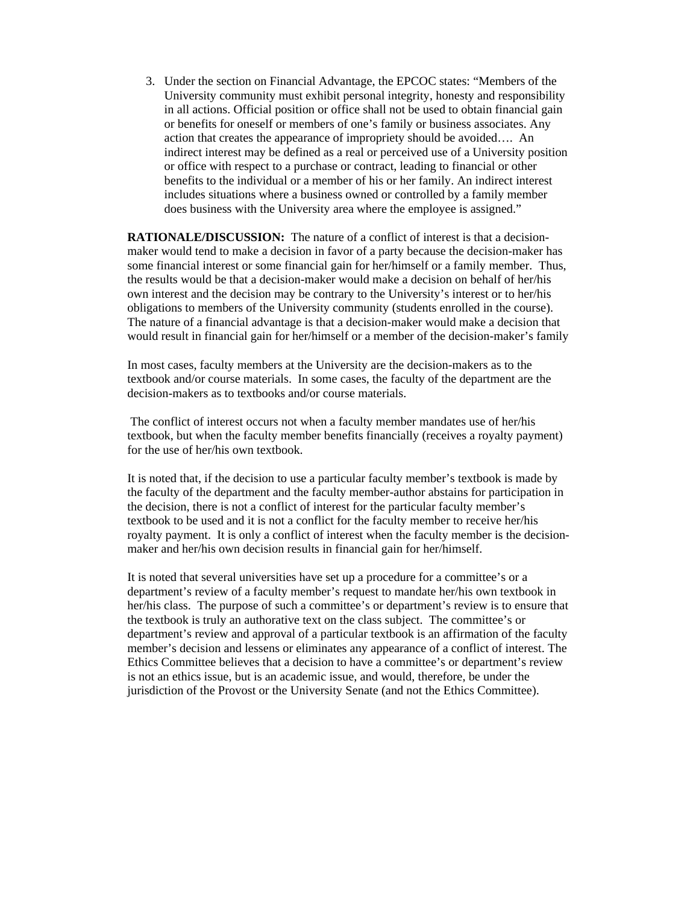3. Under the section on Financial Advantage, the EPCOC states: "Members of the University community must exhibit personal integrity, honesty and responsibility in all actions. Official position or office shall not be used to obtain financial gain or benefits for oneself or members of one's family or business associates. Any action that creates the appearance of impropriety should be avoided…. An indirect interest may be defined as a real or perceived use of a University position or office with respect to a purchase or contract, leading to financial or other benefits to the individual or a member of his or her family. An indirect interest includes situations where a business owned or controlled by a family member does business with the University area where the employee is assigned."

**RATIONALE/DISCUSSION:** The nature of a conflict of interest is that a decision-maker would tend to make a decision in favor of a party because the decision-maker has some financial interest or some financial gain for her/himself or a family member. Thus, the results would be that a decision-maker would make a decision on behalf of her/his own interest and the decision may be contrary to the University's interest or to her/his obligations to members of the University community (students enrolled in the course). The nature of a financial advantage is that a decision-maker would make a decision that would result in financial gain for her/himself or a member of the decision-maker's family

In most cases, faculty members at the University are the decision-makers as to the textbook and/or course materials. In some cases, the faculty of the department are the decision-makers as to textbooks and/or course materials.

The conflict of interest occurs not when a faculty member mandates use of her/his textbook, but when the faculty member benefits financially (receives a royalty payment) for the use of her/his own textbook.

It is noted that, if the decision to use a particular faculty member's textbook is made by the faculty of the department and the faculty member-author abstains for participation in the decision, there is not a conflict of interest for the particular faculty member's textbook to be used and it is not a conflict for the faculty member to receive her/his royalty payment. It is only a conflict of interest when the faculty member is the decision-maker and her/his own decision results in financial gain for her/himself.

It is noted that several universities have set up a procedure for a committee's or a department's review of a faculty member's request to mandate her/his own textbook in her/his class. The purpose of such a committee's or department's review is to ensure that the textbook is truly an authorative text on the class subject. The committee's or department's review and approval of a particular textbook is an affirmation of the faculty member's decision and lessens or eliminates any appearance of a conflict of interest. The Ethics Committee believes that a decision to have a committee's or department's review is not an ethics issue, but is an academic issue, and would, therefore, be under the jurisdiction of the Provost or the University Senate (and not the Ethics Committee).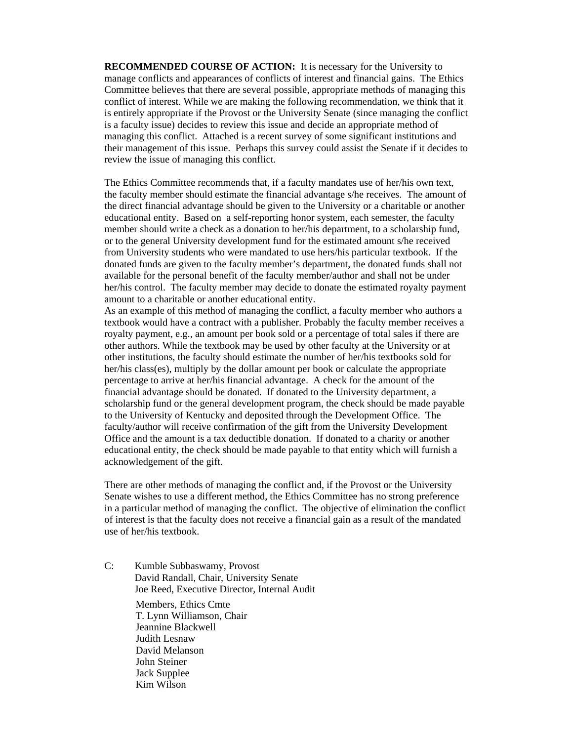**RECOMMENDED COURSE OF ACTION:** It is necessary for the University to manage conflicts and appearances of conflicts of interest and financial gains. The Ethics Committee believes that there are several possible, appropriate methods of managing this conflict of interest. While we are making the following recommendation, we think that it is entirely appropriate if the Provost or the University Senate (since managing the conflict is a faculty issue) decides to review this issue and decide an appropriate method of managing this conflict. Attached is a recent survey of some significant institutions and their management of this issue. Perhaps this survey could assist the Senate if it decides to review the issue of managing this conflict.

The Ethics Committee recommends that, if a faculty mandates use of her/his own text, the faculty member should estimate the financial advantage s/he receives. The amount of the direct financial advantage should be given to the University or a charitable or another educational entity. Based on a self-reporting honor system, each semester, the faculty member should write a check as a donation to her/his department, to a scholarship fund, or to the general University development fund for the estimated amount s/he received from University students who were mandated to use hers/his particular textbook. If the donated funds are given to the faculty member's department, the donated funds shall not available for the personal benefit of the faculty member/author and shall not be under her/his control. The faculty member may decide to donate the estimated royalty payment amount to a charitable or another educational entity.

As an example of this method of managing the conflict, a faculty member who authors a textbook would have a contract with a publisher. Probably the faculty member receives a royalty payment, e.g., an amount per book sold or a percentage of total sales if there are other authors. While the textbook may be used by other faculty at the University or at other institutions, the faculty should estimate the number of her/his textbooks sold for her/his class(es), multiply by the dollar amount per book or calculate the appropriate percentage to arrive at her/his financial advantage. A check for the amount of the financial advantage should be donated. If donated to the University department, a scholarship fund or the general development program, the check should be made payable to the University of Kentucky and deposited through the Development Office. The faculty/author will receive confirmation of the gift from the University Development Office and the amount is a tax deductible donation. If donated to a charity or another educational entity, the check should be made payable to that entity which will furnish a acknowledgement of the gift.

There are other methods of managing the conflict and, if the Provost or the University Senate wishes to use a different method, the Ethics Committee has no strong preference in a particular method of managing the conflict. The objective of elimination the conflict of interest is that the faculty does not receive a financial gain as a result of the mandated use of her/his textbook.

C: Kumble Subbaswamy, Provost
David Randall, Chair, University Senate
Joe Reed, Executive Director, Internal Audit

Members, Ethics Cmte
T. Lynn Williamson, Chair
Jeannine Blackwell
Judith Lesnaw
David Melanson
John Steiner
Jack Supplee
Kim Wilson